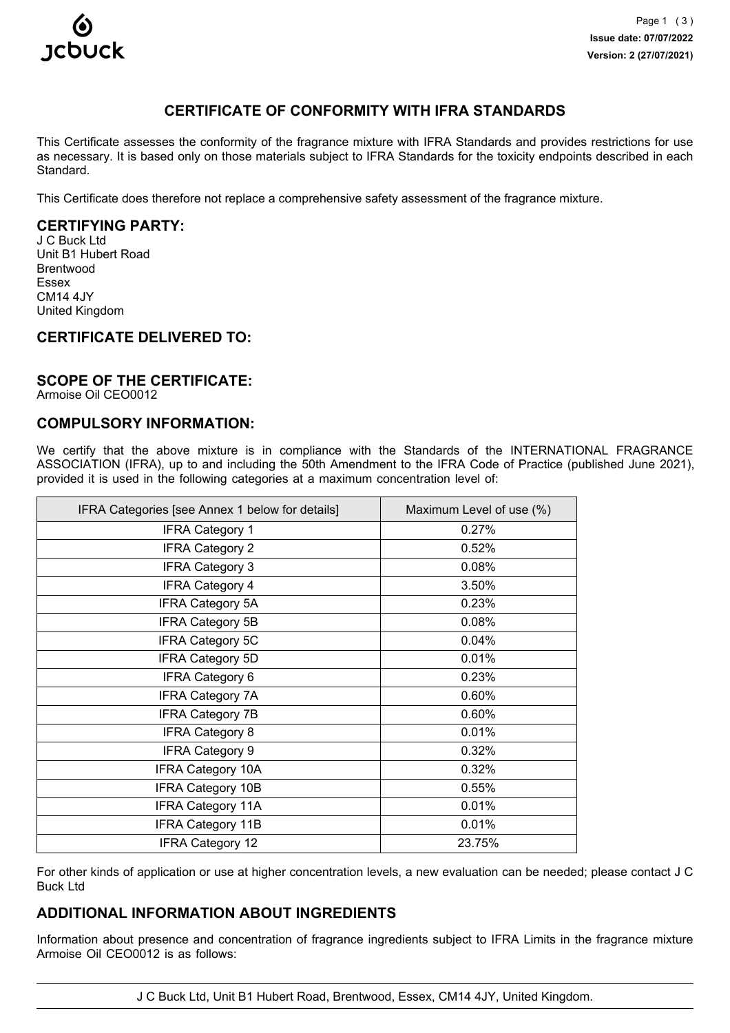# CERTIFICATE OF CONFORMITY WITH IFRA STANDARDS

This Certificate assesses the conformity of the fragrance mixture with IFRA Standards and provides restrictions for use as necessary. It is based only on those materials subject to IFRA Standards for the toxicity endpoints described in each Standard.

This Certificate does therefore not replace a comprehensive safety assessment of the fragrance mixture.

## CERTIFYING PARTY:

J C Buck Ltd
Unit B1 Hubert Road
Brentwood
Essex
CM14 4JY
United Kingdom

## CERTIFICATE DELIVERED TO:

## SCOPE OF THE CERTIFICATE:

Armoise Oil CEO0012

## COMPULSORY INFORMATION:

We certify that the above mixture is in compliance with the Standards of the INTERNATIONAL FRAGRANCE ASSOCIATION (IFRA), up to and including the 50th Amendment to the IFRA Code of Practice (published June 2021), provided it is used in the following categories at a maximum concentration level of:

| IFRA Categories [see Annex 1 below for details] | Maximum Level of use (%) |
|---|---|
| IFRA Category 1 | 0.27% |
| IFRA Category 2 | 0.52% |
| IFRA Category 3 | 0.08% |
| IFRA Category 4 | 3.50% |
| IFRA Category 5A | 0.23% |
| IFRA Category 5B | 0.08% |
| IFRA Category 5C | 0.04% |
| IFRA Category 5D | 0.01% |
| IFRA Category 6 | 0.23% |
| IFRA Category 7A | 0.60% |
| IFRA Category 7B | 0.60% |
| IFRA Category 8 | 0.01% |
| IFRA Category 9 | 0.32% |
| IFRA Category 10A | 0.32% |
| IFRA Category 10B | 0.55% |
| IFRA Category 11A | 0.01% |
| IFRA Category 11B | 0.01% |
| IFRA Category 12 | 23.75% |

For other kinds of application or use at higher concentration levels, a new evaluation can be needed; please contact J C Buck Ltd

## ADDITIONAL INFORMATION ABOUT INGREDIENTS

Information about presence and concentration of fragrance ingredients subject to IFRA Limits in the fragrance mixture Armoise Oil CEO0012 is as follows: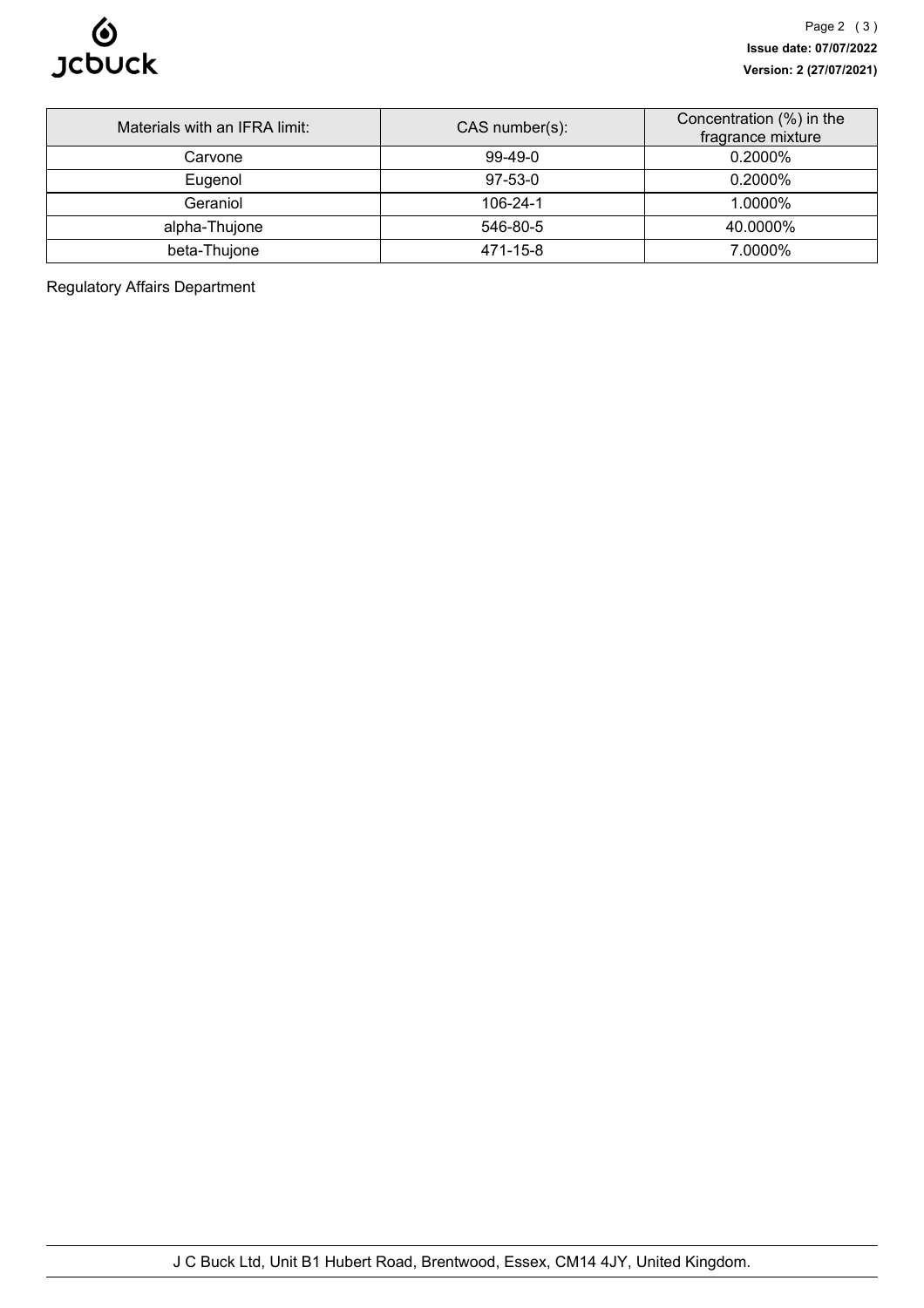| Materials with an IFRA limit: | CAS number(s): | Concentration (%) in the fragrance mixture |
| --- | --- | --- |
| Carvone | 99-49-0 | 0.2000% |
| Eugenol | 97-53-0 | 0.2000% |
| Geraniol | 106-24-1 | 1.0000% |
| alpha-Thujone | 546-80-5 | 40.0000% |
| beta-Thujone | 471-15-8 | 7.0000% |

Regulatory Affairs Department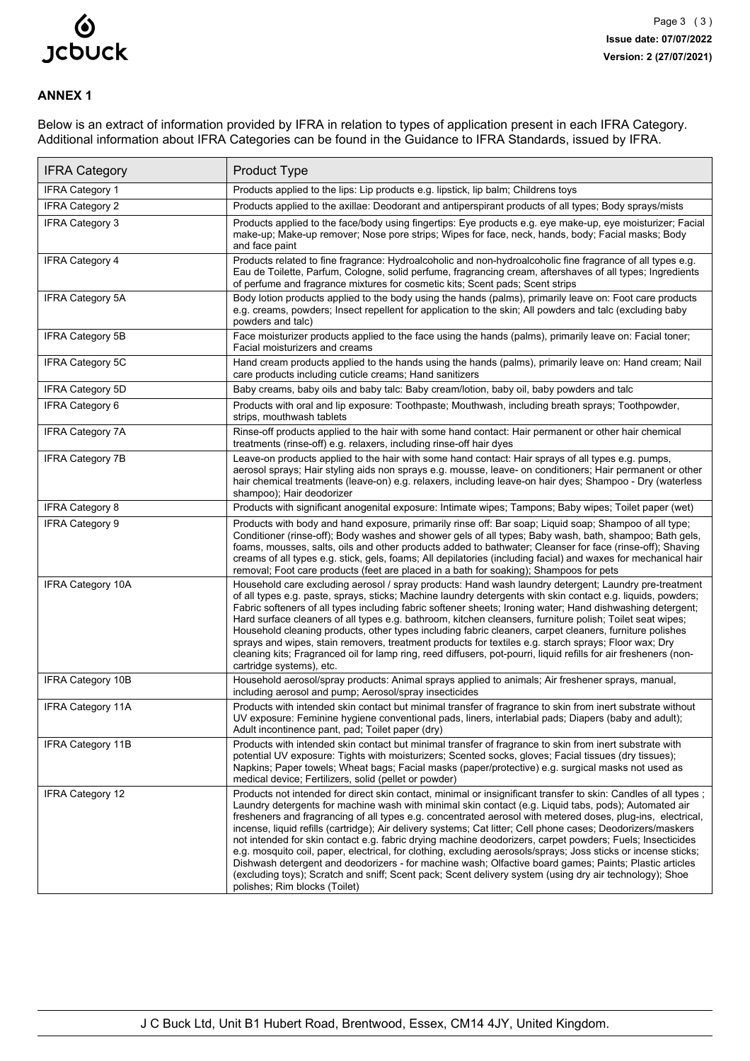## ANNEX 1

Below is an extract of information provided by IFRA in relation to types of application present in each IFRA Category. Additional information about IFRA Categories can be found in the Guidance to IFRA Standards, issued by IFRA.

| IFRA Category | Product Type |
|---|---|
| IFRA Category 1 | Products applied to the lips: Lip products e.g. lipstick, lip balm; Childrens toys |
| IFRA Category 2 | Products applied to the axillae: Deodorant and antiperspirant products of all types; Body sprays/mists |
| IFRA Category 3 | Products applied to the face/body using fingertips: Eye products e.g. eye make-up, eye moisturizer; Facial make-up; Make-up remover; Nose pore strips; Wipes for face, neck, hands, body; Facial masks; Body and face paint |
| IFRA Category 4 | Products related to fine fragrance: Hydroalcoholic and non-hydroalcoholic fine fragrance of all types e.g. Eau de Toilette, Parfum, Cologne, solid perfume, fragrancing cream, aftershaves of all types; Ingredients of perfume and fragrance mixtures for cosmetic kits; Scent pads; Scent strips |
| IFRA Category 5A | Body lotion products applied to the body using the hands (palms), primarily leave on: Foot care products e.g. creams, powders; Insect repellent for application to the skin; All powders and talc (excluding baby powders and talc) |
| IFRA Category 5B | Face moisturizer products applied to the face using the hands (palms), primarily leave on: Facial toner; Facial moisturizers and creams |
| IFRA Category 5C | Hand cream products applied to the hands using the hands (palms), primarily leave on: Hand cream; Nail care products including cuticle creams; Hand sanitizers |
| IFRA Category 5D | Baby creams, baby oils and baby talc: Baby cream/lotion, baby oil, baby powders and talc |
| IFRA Category 6 | Products with oral and lip exposure: Toothpaste; Mouthwash, including breath sprays; Toothpowder, strips, mouthwash tablets |
| IFRA Category 7A | Rinse-off products applied to the hair with some hand contact: Hair permanent or other hair chemical treatments (rinse-off) e.g. relaxers, including rinse-off hair dyes |
| IFRA Category 7B | Leave-on products applied to the hair with some hand contact: Hair sprays of all types e.g. pumps, aerosol sprays; Hair styling aids non sprays e.g. mousse, leave- on conditioners; Hair permanent or other hair chemical treatments (leave-on) e.g. relaxers, including leave-on hair dyes; Shampoo - Dry (waterless shampoo); Hair deodorizer |
| IFRA Category 8 | Products with significant anogenital exposure: Intimate wipes; Tampons; Baby wipes; Toilet paper (wet) |
| IFRA Category 9 | Products with body and hand exposure, primarily rinse off: Bar soap; Liquid soap; Shampoo of all type; Conditioner (rinse-off); Body washes and shower gels of all types; Baby wash, bath, shampoo; Bath gels, foams, mousses, salts, oils and other products added to bathwater; Cleanser for face (rinse-off); Shaving creams of all types e.g. stick, gels, foams; All depilatories (including facial) and waxes for mechanical hair removal; Foot care products (feet are placed in a bath for soaking); Shampoos for pets |
| IFRA Category 10A | Household care excluding aerosol / spray products: Hand wash laundry detergent; Laundry pre-treatment of all types e.g. paste, sprays, sticks; Machine laundry detergents with skin contact e.g. liquids, powders; Fabric softeners of all types including fabric softener sheets; Ironing water; Hand dishwashing detergent; Hard surface cleaners of all types e.g. bathroom, kitchen cleansers, furniture polish; Toilet seat wipes; Household cleaning products, other types including fabric cleaners, carpet cleaners, furniture polishes sprays and wipes, stain removers, treatment products for textiles e.g. starch sprays; Floor wax; Dry cleaning kits; Fragranced oil for lamp ring, reed diffusers, pot-pourri, liquid refills for air fresheners (non-cartridge systems), etc. |
| IFRA Category 10B | Household aerosol/spray products: Animal sprays applied to animals; Air freshener sprays, manual, including aerosol and pump; Aerosol/spray insecticides |
| IFRA Category 11A | Products with intended skin contact but minimal transfer of fragrance to skin from inert substrate without UV exposure: Feminine hygiene conventional pads, liners, interlabial pads; Diapers (baby and adult); Adult incontinence pant, pad; Toilet paper (dry) |
| IFRA Category 11B | Products with intended skin contact but minimal transfer of fragrance to skin from inert substrate with potential UV exposure: Tights with moisturizers; Scented socks, gloves; Facial tissues (dry tissues); Napkins; Paper towels; Wheat bags; Facial masks (paper/protective) e.g. surgical masks not used as medical device; Fertilizers, solid (pellet or powder) |
| IFRA Category 12 | Products not intended for direct skin contact, minimal or insignificant transfer to skin: Candles of all types ; Laundry detergents for machine wash with minimal skin contact (e.g. Liquid tabs, pods); Automated air fresheners and fragrancing of all types e.g. concentrated aerosol with metered doses, plug-ins, electrical, incense, liquid refills (cartridge); Air delivery systems; Cat litter; Cell phone cases; Deodorizers/maskers not intended for skin contact e.g. fabric drying machine deodorizers, carpet powders; Fuels; Insecticides e.g. mosquito coil, paper, electrical, for clothing, excluding aerosols/sprays; Joss sticks or incense sticks; Dishwash detergent and deodorizers - for machine wash; Olfactive board games; Paints; Plastic articles (excluding toys); Scratch and sniff; Scent pack; Scent delivery system (using dry air technology); Shoe polishes; Rim blocks (Toilet) |

J C Buck Ltd, Unit B1 Hubert Road, Brentwood, Essex, CM14 4JY, United Kingdom.